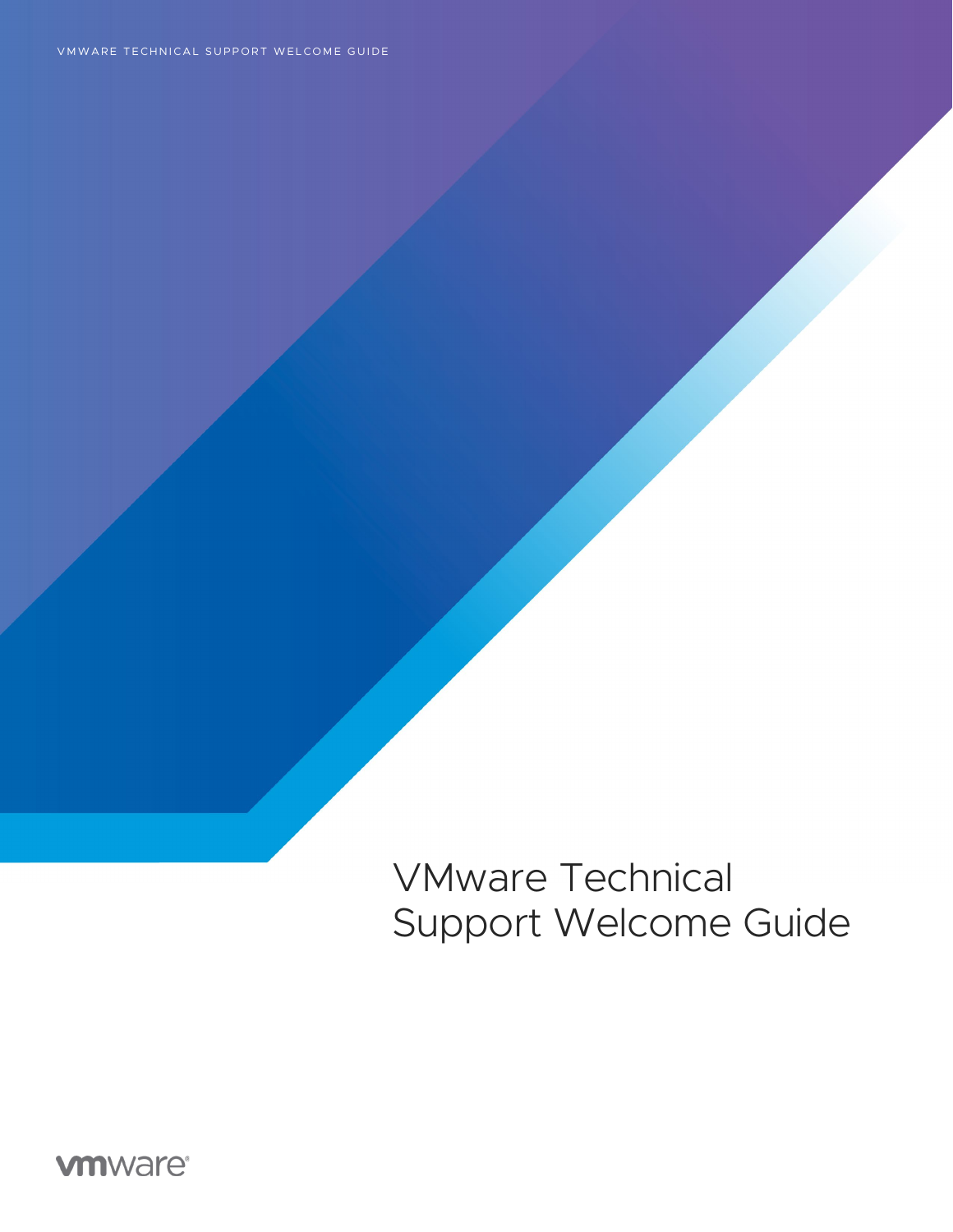# VMware Technical Support Welcome Guide

vmware®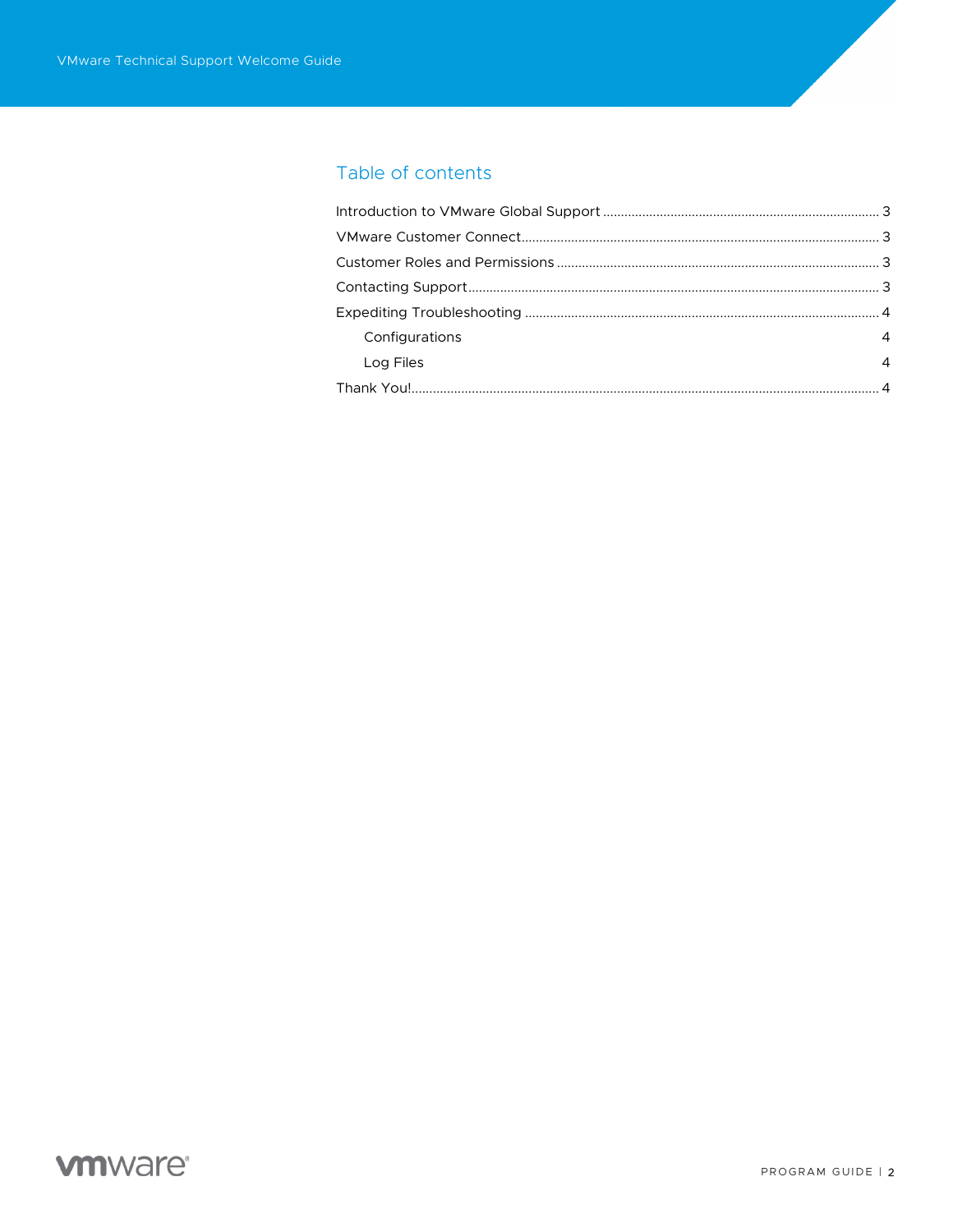## Table of contents

Introduction to VMware Global Support ... 3

VMware Customer Connect ... 3

Customer Roles and Permissions ... 3

Contacting Support ... 3

Expediting Troubleshooting ... 4

- Configurations 4
- Log Files 4

Thank You! ... 4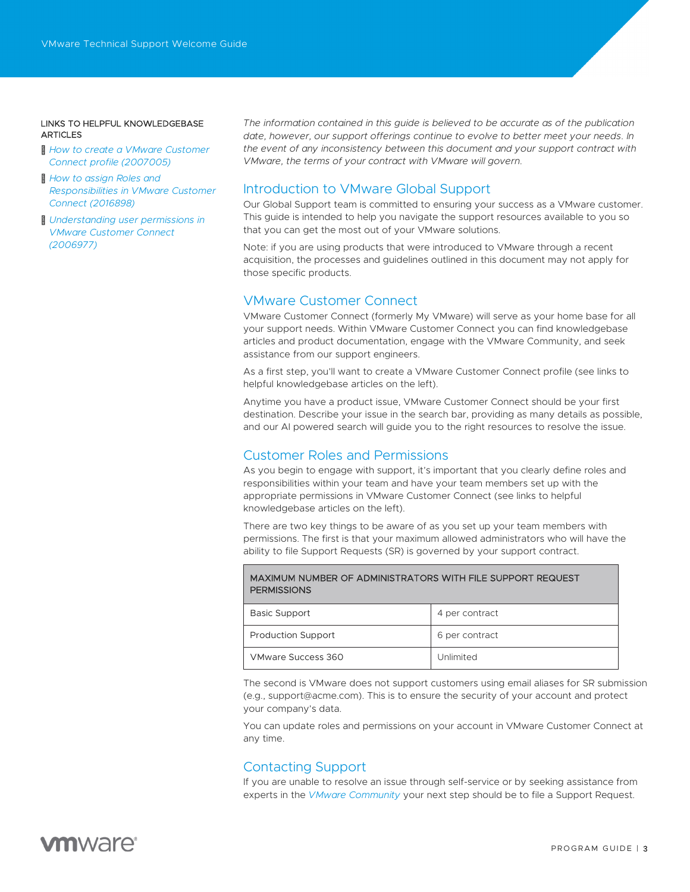LINKS TO HELPFUL KNOWLEDGEBASE ARTICLES

- *How to create a VMware Customer Connect profile (2007005)*
- *How to assign Roles and Responsibilities in VMware Customer Connect (2016898)*
- *Understanding user permissions in VMware Customer Connect (2006977)*

*The information contained in this guide is believed to be accurate as of the publication date, however, our support offerings continue to evolve to better meet your needs. In the event of any inconsistency between this document and your support contract with VMware, the terms of your contract with VMware will govern.*

## Introduction to VMware Global Support

Our Global Support team is committed to ensuring your success as a VMware customer. This guide is intended to help you navigate the support resources available to you so that you can get the most out of your VMware solutions.

Note: if you are using products that were introduced to VMware through a recent acquisition, the processes and guidelines outlined in this document may not apply for those specific products.

## VMware Customer Connect

VMware Customer Connect (formerly My VMware) will serve as your home base for all your support needs. Within VMware Customer Connect you can find knowledgebase articles and product documentation, engage with the VMware Community, and seek assistance from our support engineers.

As a first step, you'll want to create a VMware Customer Connect profile (see links to helpful knowledgebase articles on the left).

Anytime you have a product issue, VMware Customer Connect should be your first destination. Describe your issue in the search bar, providing as many details as possible, and our AI powered search will guide you to the right resources to resolve the issue.

## Customer Roles and Permissions

As you begin to engage with support, it's important that you clearly define roles and responsibilities within your team and have your team members set up with the appropriate permissions in VMware Customer Connect (see links to helpful knowledgebase articles on the left).

There are two key things to be aware of as you set up your team members with permissions. The first is that your maximum allowed administrators who will have the ability to file Support Requests (SR) is governed by your support contract.

| MAXIMUM NUMBER OF ADMINISTRATORS WITH FILE SUPPORT REQUEST PERMISSIONS | |
|---|---|
| Basic Support | 4 per contract |
| Production Support | 6 per contract |
| VMware Success 360 | Unlimited |

The second is VMware does not support customers using email aliases for SR submission (e.g., support@acme.com). This is to ensure the security of your account and protect your company's data.

You can update roles and permissions on your account in VMware Customer Connect at any time.

## Contacting Support

If you are unable to resolve an issue through self-service or by seeking assistance from experts in the *VMware Community* your next step should be to file a Support Request.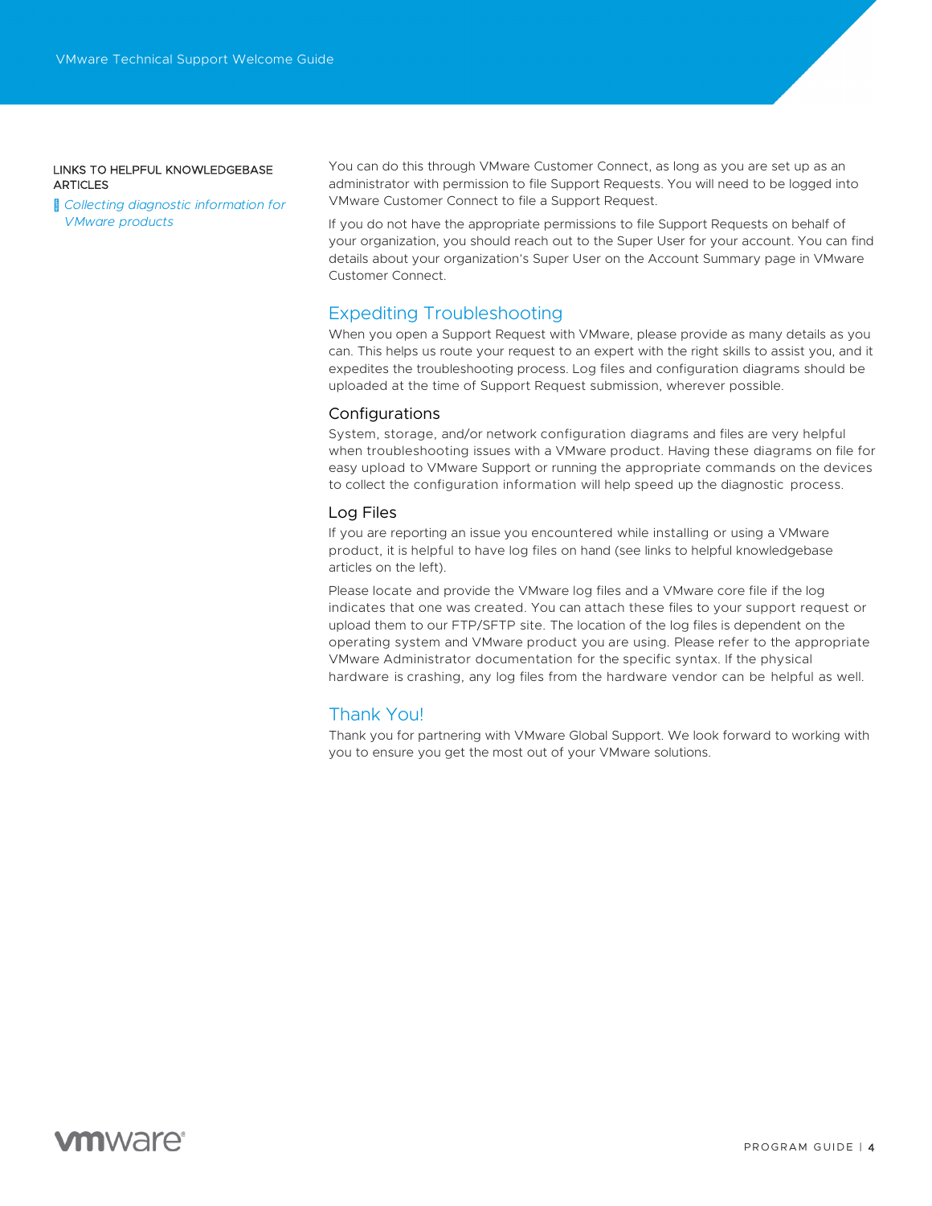LINKS TO HELPFUL KNOWLEDGEBASE ARTICLES

- *Collecting diagnostic information for VMware products*

You can do this through VMware Customer Connect, as long as you are set up as an administrator with permission to file Support Requests. You will need to be logged into VMware Customer Connect to file a Support Request.

If you do not have the appropriate permissions to file Support Requests on behalf of your organization, you should reach out to the Super User for your account. You can find details about your organization's Super User on the Account Summary page in VMware Customer Connect.

## Expediting Troubleshooting

When you open a Support Request with VMware, please provide as many details as you can. This helps us route your request to an expert with the right skills to assist you, and it expedites the troubleshooting process. Log files and configuration diagrams should be uploaded at the time of Support Request submission, wherever possible.

### Configurations

System, storage, and/or network configuration diagrams and files are very helpful when troubleshooting issues with a VMware product. Having these diagrams on file for easy upload to VMware Support or running the appropriate commands on the devices to collect the configuration information will help speed up the diagnostic process.

### Log Files

If you are reporting an issue you encountered while installing or using a VMware product, it is helpful to have log files on hand (see links to helpful knowledgebase articles on the left).

Please locate and provide the VMware log files and a VMware core file if the log indicates that one was created. You can attach these files to your support request or upload them to our FTP/SFTP site. The location of the log files is dependent on the operating system and VMware product you are using. Please refer to the appropriate VMware Administrator documentation for the specific syntax. If the physical hardware is crashing, any log files from the hardware vendor can be helpful as well.

## Thank You!

Thank you for partnering with VMware Global Support. We look forward to working with you to ensure you get the most out of your VMware solutions.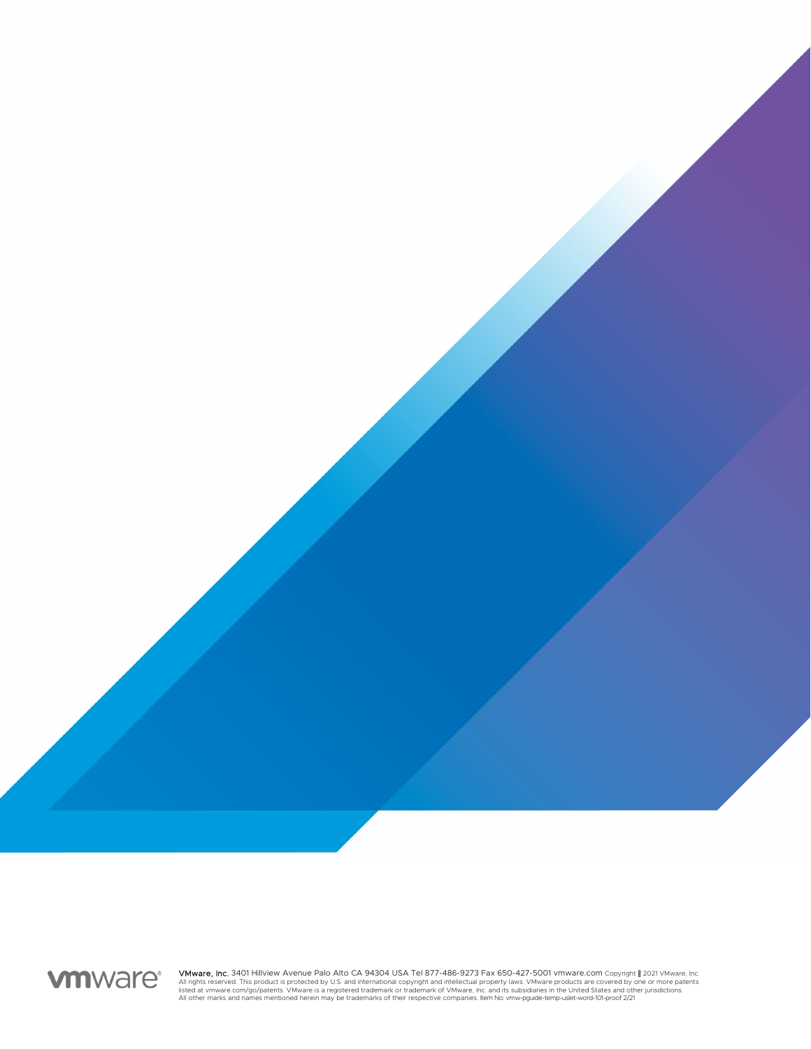**VMware, Inc.** 3401 Hillview Avenue Palo Alto CA 94304 USA Tel 877-486-9273 Fax 650-427-5001 vmware.com Copyright © 2021 VMware, Inc. All rights reserved. This product is protected by U.S. and international copyright and intellectual property laws. VMware products are covered by one or more patents listed at vmware.com/go/patents. VMware is a registered trademark or trademark of VMware, Inc. and its subsidiaries in the United States and other jurisdictions. All other marks and names mentioned herein may be trademarks of their respective companies. Item No: vmw-pguide-temp-uslet-word-101-proof 2/21